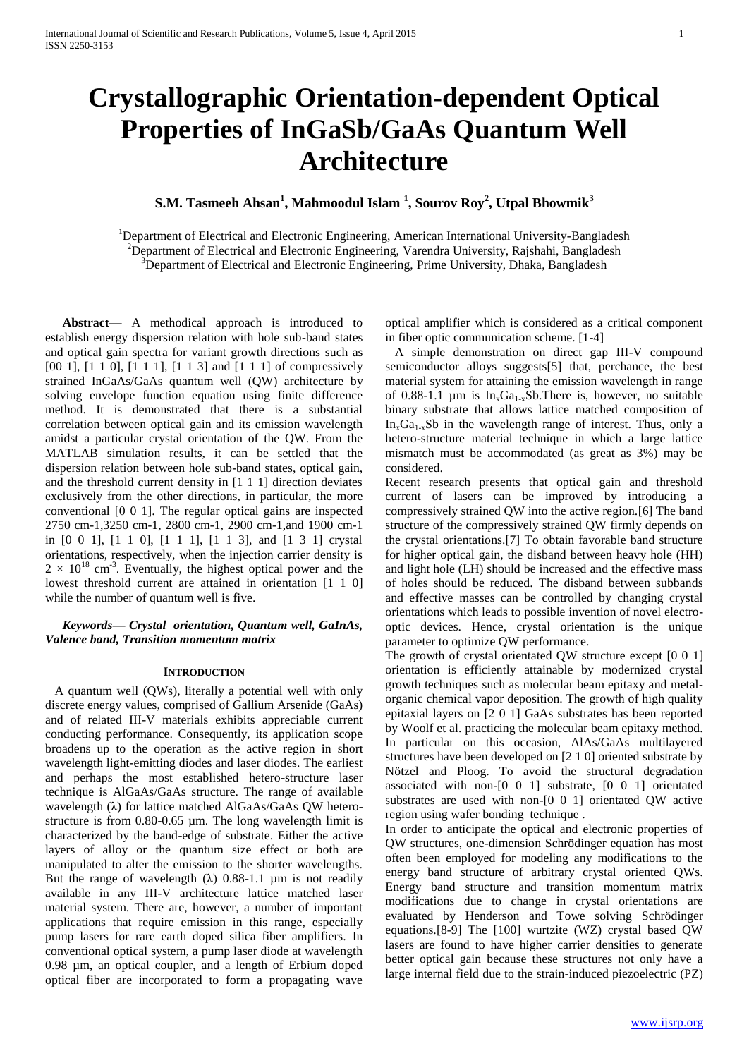# Crystallographic Orientation-dependent Optical Properties of InGaSb/GaAs Quantum Well Architecture

**S.M. Tasmeeh Ahsan[1], Mahmoodul Islam [1], Sourov Roy[2], Utpal Bhowmik[3]**

[1]Department of Electrical and Electronic Engineering, American International University-Bangladesh
[2]Department of Electrical and Electronic Engineering, Varendra University, Rajshahi, Bangladesh
[3]Department of Electrical and Electronic Engineering, Prime University, Dhaka, Bangladesh

**Abstract**— A methodical approach is introduced to establish energy dispersion relation with hole sub-band states and optical gain spectra for variant growth directions such as [00 1], [1 1 0], [1 1 1], [1 1 3] and [1 1 1] of compressively strained InGaAs/GaAs quantum well (QW) architecture by solving envelope function equation using finite difference method. It is demonstrated that there is a substantial correlation between optical gain and its emission wavelength amidst a particular crystal orientation of the QW. From the MATLAB simulation results, it can be settled that the dispersion relation between hole sub-band states, optical gain, and the threshold current density in [1 1 1] direction deviates exclusively from the other directions, in particular, the more conventional [0 0 1]. The regular optical gains are inspected 2750 cm-1,3250 cm-1, 2800 cm-1, 2900 cm-1,and 1900 cm-1 in [0 0 1], [1 1 0], [1 1 1], [1 1 3], and [1 3 1] crystal orientations, respectively, when the injection carrier density is $2 \times 10^{18}$ $cm^{-3}$. Eventually, the highest optical power and the lowest threshold current are attained in orientation [1 1 0] while the number of quantum well is five.

***Keywords— Crystal orientation, Quantum well, GaInAs, Valence band, Transition momentum matrix***

## INTRODUCTION

A quantum well (QWs), literally a potential well with only discrete energy values, comprised of Gallium Arsenide (GaAs) and of related III-V materials exhibits appreciable current conducting performance. Consequently, its application scope broadens up to the operation as the active region in short wavelength light-emitting diodes and laser diodes. The earliest and perhaps the most established hetero-structure laser technique is AlGaAs/GaAs structure. The range of available wavelength (λ) for lattice matched AlGaAs/GaAs QW hetero-structure is from 0.80-0.65 µm. The long wavelength limit is characterized by the band-edge of substrate. Either the active layers of alloy or the quantum size effect or both are manipulated to alter the emission to the shorter wavelengths. But the range of wavelength (λ) 0.88-1.1 µm is not readily available in any III-V architecture lattice matched laser material system. There are, however, a number of important applications that require emission in this range, especially pump lasers for rare earth doped silica fiber amplifiers. In conventional optical system, a pump laser diode at wavelength 0.98 µm, an optical coupler, and a length of Erbium doped optical fiber are incorporated to form a propagating wave optical amplifier which is considered as a critical component in fiber optic communication scheme. [1-4]

A simple demonstration on direct gap III-V compound semiconductor alloys suggests[5] that, perchance, the best material system for attaining the emission wavelength in range of 0.88-1.1 µm is $In_xGa_{1-x}Sb$.There is, however, no suitable binary substrate that allows lattice matched composition of $In_xGa_{1-x}Sb$ in the wavelength range of interest. Thus, only a hetero-structure material technique in which a large lattice mismatch must be accommodated (as great as 3%) may be considered.

Recent research presents that optical gain and threshold current of lasers can be improved by introducing a compressively strained QW into the active region.[6] The band structure of the compressively strained QW firmly depends on the crystal orientations.[7] To obtain favorable band structure for higher optical gain, the disband between heavy hole (HH) and light hole (LH) should be increased and the effective mass of holes should be reduced. The disband between subbands and effective masses can be controlled by changing crystal orientations which leads to possible invention of novel electro-optic devices. Hence, crystal orientation is the unique parameter to optimize QW performance.

The growth of crystal orientated QW structure except [0 0 1] orientation is efficiently attainable by modernized crystal growth techniques such as molecular beam epitaxy and metal-organic chemical vapor deposition. The growth of high quality epitaxial layers on [2 0 1] GaAs substrates has been reported by Woolf et al. practicing the molecular beam epitaxy method. In particular on this occasion, AlAs/GaAs multilayered structures have been developed on [2 1 0] oriented substrate by Nötzel and Ploog. To avoid the structural degradation associated with non-[0 0 1] substrate, [0 0 1] orientated substrates are used with non-[0 0 1] orientated QW active region using wafer bonding technique .

In order to anticipate the optical and electronic properties of QW structures, one-dimension Schrödinger equation has most often been employed for modeling any modifications to the energy band structure of arbitrary crystal oriented QWs. Energy band structure and transition momentum matrix modifications due to change in crystal orientations are evaluated by Henderson and Towe solving Schrödinger equations.[8-9] The [100] wurtzite (WZ) crystal based QW lasers are found to have higher carrier densities to generate better optical gain because these structures not only have a large internal field due to the strain-induced piezoelectric (PZ)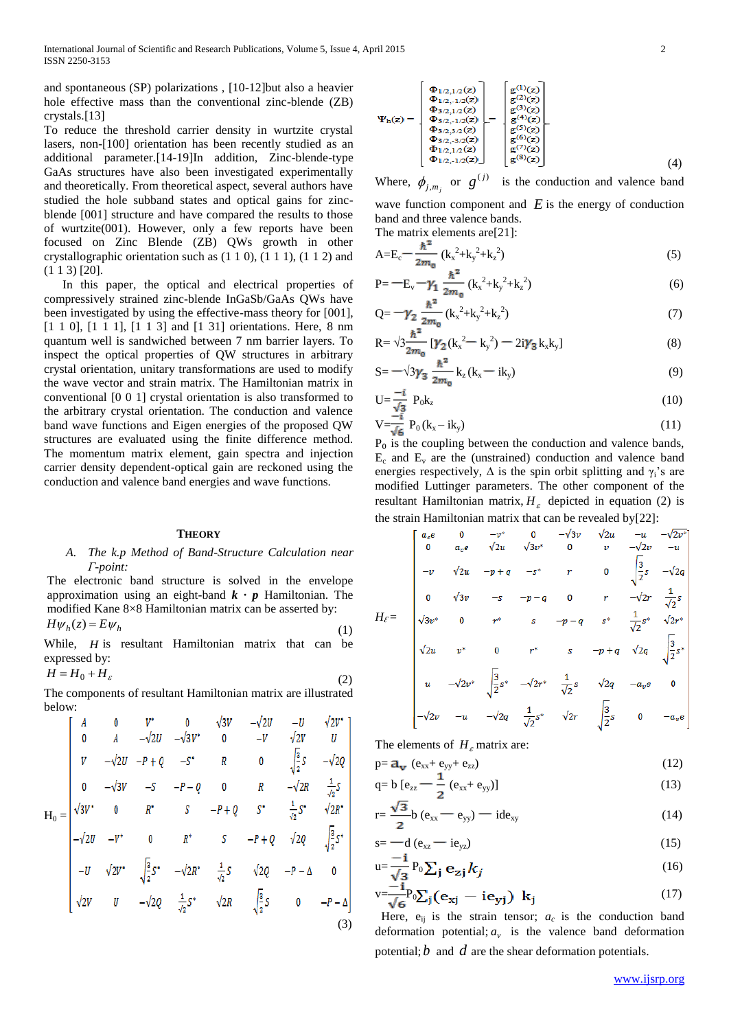and spontaneous (SP) polarizations , [10-12]but also a heavier hole effective mass than the conventional zinc-blende (ZB) crystals.[13]

To reduce the threshold carrier density in wurtzite crystal lasers, non-[100] orientation has been recently studied as an additional parameter.[14-19]In addition, Zinc-blende-type GaAs structures have also been investigated experimentally and theoretically. From theoretical aspect, several authors have studied the hole subband states and optical gains for zinc-blende [001] structure and have compared the results to those of wurtzite(001). However, only a few reports have been focused on Zinc Blende (ZB) QWs growth in other crystallographic orientation such as (1 1 0), (1 1 1), (1 1 2) and (1 1 3) [20].

In this paper, the optical and electrical properties of compressively strained zinc-blende InGaSb/GaAs QWs have been investigated by using the effective-mass theory for [001], [1 1 0], [1 1 1], [1 1 3] and [1 31] orientations. Here, 8 nm quantum well is sandwiched between 7 nm barrier layers. To inspect the optical properties of QW structures in arbitrary crystal orientation, unitary transformations are used to modify the wave vector and strain matrix. The Hamiltonian matrix in conventional [0 0 1] crystal orientation is also transformed to the arbitrary crystal orientation. The conduction and valence band wave functions and Eigen energies of the proposed QW structures are evaluated using the finite difference method. The momentum matrix element, gain spectra and injection carrier density dependent-optical gain are reckoned using the conduction and valence band energies and wave functions.

## Theory

### A. *The k.p Method of Band-Structure Calculation near Γ-point:*

The electronic band structure is solved in the envelope approximation using an eight-band $\boldsymbol{k \cdot p}$ Hamiltonian. The modified Kane 8×8 Hamiltonian matrix can be asserted by:

$$H\psi_h(z) = E\psi_h \tag{1}$$

While, $H$ is resultant Hamiltonian matrix that can be expressed by:

$$H = H_0 + H_\varepsilon \tag{2}$$

The components of resultant Hamiltonian matrix are illustrated below:

$$H_0 = \begin{bmatrix} A & 0 & V^* & 0 & \sqrt{3}V & -\sqrt{2}U & -U & \sqrt{2}V^* \\ 0 & A & -\sqrt{2}U & -\sqrt{3}V^* & 0 & -V & \sqrt{2}V & U \\ V & -\sqrt{2}U & -P+Q & -S^* & R & 0 & \sqrt{\frac{3}{2}}S & -\sqrt{2}Q \\ 0 & -\sqrt{3}V & -S & -P-Q & 0 & R & -\sqrt{2}R & \frac{1}{\sqrt{2}}S \\ \sqrt{3}V^* & 0 & R^* & 0 & -P-Q & S^* & \frac{1}{\sqrt{2}}S^* & \sqrt{2}R^* \\ -\sqrt{2}U & -V^* & 0 & R^* & S & -P+Q & \sqrt{2}Q & \sqrt{\frac{3}{2}}S^* \\ -U & \sqrt{2}V^* & \sqrt{\frac{3}{2}}S^* & -\sqrt{2}R^* & \frac{1}{\sqrt{2}}S & \sqrt{2}Q & -P-\Delta & 0 \\ \sqrt{2}V & U & -\sqrt{2}Q & \frac{1}{\sqrt{2}}S^* & \sqrt{2}R & \sqrt{\frac{3}{2}}S & 0 & -P-\Delta \end{bmatrix} \tag{3}$$

$$\Psi_h(z) = \begin{bmatrix} \Phi_{1/2,1/2}(z) \\ \Phi_{1/2,-1/2}(z) \\ \Phi_{3/2,1/2}(z) \\ \Phi_{3/2,-1/2}(z) \\ \Phi_{3/2,3/2}(z) \\ \Phi_{3/2,-3/2}(z) \\ \Phi_{1/2,1/2}(z) \\ \Phi_{1/2,-1/2}(z) \end{bmatrix} = \begin{bmatrix} g^{(1)}(z) \\ g^{(2)}(z) \\ g^{(3)}(z) \\ g^{(4)}(z) \\ g^{(5)}(z) \\ g^{(6)}(z) \\ g^{(7)}(z) \\ g^{(8)}(z) \end{bmatrix} \tag{4}$$

Where, $\phi_{j,m_j}$ or $g^{(j)}$ is the conduction and valence band wave function component and $E$ is the energy of conduction band and three valence bands.

The matrix elements are[21]:

$$A = E_c - \frac{\hbar^2}{2m_0}(k_x^2+k_y^2+k_z^2) \tag{5}$$

$$P = -E_v - \gamma_1 \frac{\hbar^2}{2m_0}(k_x^2+k_y^2+k_z^2) \tag{6}$$

$$Q = -\gamma_2 \frac{\hbar^2}{2m_0}(k_x^2+k_y^2+k_z^2) \tag{7}$$

$$R = \sqrt{3}\frac{\hbar^2}{2m_0}[\gamma_2(k_x^2 - k_y^2) - 2i\gamma_3 k_x k_y] \tag{8}$$

$$S = -\sqrt{3}\gamma_3 \frac{\hbar^2}{2m_0} k_z(k_x - ik_y) \tag{9}$$

$$U = \frac{-i}{\sqrt{3}} P_0 k_z \tag{10}$$

$$V = \frac{-i}{\sqrt{6}} P_0 (k_x - ik_y) \tag{11}$$

$P_0$ is the coupling between the conduction and valence bands, $E_c$ and $E_v$ are the (unstrained) conduction and valence band energies respectively, Δ is the spin orbit splitting and $\gamma_i$'s are modified Luttinger parameters. The other component of the resultant Hamiltonian matrix, $H_\varepsilon$ depicted in equation (2) is the strain Hamiltonian matrix that can be revealed by[22]:

$$H_\varepsilon = \begin{bmatrix} a_c e & 0 & -v^* & 0 & -\sqrt{3}v & \sqrt{2}u & -u & -\sqrt{2}v^* \\ 0 & a_c e & \sqrt{2}u & \sqrt{3}v^* & 0 & v & -\sqrt{2}v & -u \\ -v & \sqrt{2}u & -p+q & -s^* & r & 0 & \sqrt{\frac{3}{2}}s & -\sqrt{2}q \\ 0 & \sqrt{3}v & -s & -p-q & 0 & r & -\sqrt{2}r & \frac{1}{\sqrt{2}}s \\ \sqrt{3}v^* & 0 & r^* & s & -p-q & s^* & \frac{1}{\sqrt{2}}s^* & \sqrt{2}r^* \\ \sqrt{2}u & v^* & 0 & r^* & s & -p+q & \sqrt{2}q & \sqrt{\frac{3}{2}}s^* \\ u & -\sqrt{2}v^* & \sqrt{\frac{3}{2}}s^* & -\sqrt{2}r^* & \frac{1}{\sqrt{2}}s & \sqrt{2}q & -a_v e & 0 \\ -\sqrt{2}v & -u & -\sqrt{2}q & \frac{1}{\sqrt{2}}s^* & \sqrt{2}r & \sqrt{\frac{3}{2}}s & 0 & -a_v e \end{bmatrix}$$

The elements of $H_\varepsilon$ matrix are:

$$p = a_v\,(e_{xx} + e_{yy} + e_{zz}) \tag{12}$$

$$q = b\,[e_{zz} - \frac{1}{2}(e_{xx} + e_{yy})] \tag{13}$$

$$r = \frac{\sqrt{3}}{2} b\,(e_{xx} - e_{yy}) - ide_{xy} \tag{14}$$

$$s = -d\,(e_{xz} - ie_{yz}) \tag{15}$$

$$u = \frac{-i}{\sqrt{3}} P_0 \sum_j e_{zj} k_j \tag{16}$$

$$v = \frac{-i}{\sqrt{6}} P_0 \sum_j (e_{xj} - ie_{yj})\, k_j \tag{17}$$

Here, $e_{ij}$ is the strain tensor; $a_c$ is the conduction band deformation potential; $a_v$ is the valence band deformation potential; $b$ and $d$ are the shear deformation potentials.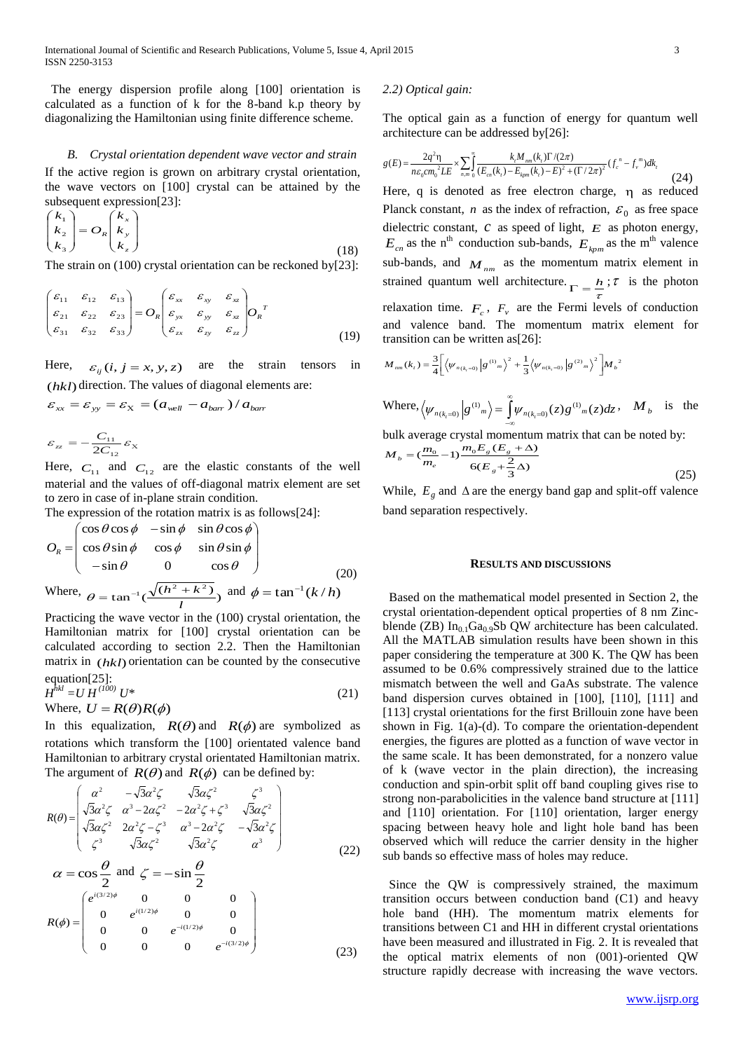The energy dispersion profile along [100] orientation is calculated as a function of k for the 8-band k.p theory by diagonalizing the Hamiltonian using finite difference scheme.

### *B. Crystal orientation dependent wave vector and strain*

If the active region is grown on arbitrary crystal orientation, the wave vectors on [100] crystal can be attained by the subsequent expression[23]:

$$\begin{pmatrix} k_1 \\ k_2 \\ k_3 \end{pmatrix} = O_R \begin{pmatrix} k_x \\ k_y \\ k_z \end{pmatrix} \tag{18}$$

The strain on (100) crystal orientation can be reckoned by[23]:

$$\begin{pmatrix} \varepsilon_{11} & \varepsilon_{12} & \varepsilon_{13} \\ \varepsilon_{21} & \varepsilon_{22} & \varepsilon_{23} \\ \varepsilon_{31} & \varepsilon_{32} & \varepsilon_{33} \end{pmatrix} = O_R \begin{pmatrix} \varepsilon_{xx} & \varepsilon_{xy} & \varepsilon_{xz} \\ \varepsilon_{yx} & \varepsilon_{yy} & \varepsilon_{xz} \\ \varepsilon_{zx} & \varepsilon_{zy} & \varepsilon_{zz} \end{pmatrix} O_R^{\,T} \tag{19}$$

Here, $\varepsilon_{ij}(i, j = x, y, z)$ are the strain tensors in $(hkl)$ direction. The values of diagonal elements are:

$$\varepsilon_{xx} = \varepsilon_{yy} = \varepsilon_{X} = (a_{well} - a_{barr}) / a_{barr}$$

$$\varepsilon_{zz} = -\frac{C_{11}}{2C_{12}} \varepsilon_{X}$$

Here, $C_{11}$ and $C_{12}$ are the elastic constants of the well material and the values of off-diagonal matrix element are set to zero in case of in-plane strain condition.

The expression of the rotation matrix is as follows[24]:

$$O_R = \begin{pmatrix} \cos\theta\cos\phi & -\sin\phi & \sin\theta\cos\phi \\ \cos\theta\sin\phi & \cos\phi & \sin\theta\sin\phi \\ -\sin\theta & 0 & \cos\theta \end{pmatrix} \tag{20}$$

Where, $\theta = \tan^{-1}(\frac{\sqrt{(h^2 + k^2)}}{l})$ and $\phi = \tan^{-1}(k/h)$

Practicing the wave vector in the (100) crystal orientation, the Hamiltonian matrix for [100] crystal orientation can be calculated according to section 2.2. Then the Hamiltonian matrix in $(hkl)$ orientation can be counted by the consecutive equation[25]:

$$H^{hkl} = U\, H^{(100)}\, U^{*} \tag{21}$$

Where, $U = R(\theta)R(\phi)$

In this equalization, $R(\theta)$ and $R(\phi)$ are symbolized as rotations which transform the [100] orientated valence band Hamiltonian to arbitrary crystal orientated Hamiltonian matrix. The argument of $R(\theta)$ and $R(\phi)$ can be defined by:

$$R(\theta) = \begin{pmatrix} \alpha^2 & -\sqrt{3}\alpha^2\zeta & \sqrt{3}\alpha\zeta^2 & \zeta^3 \\ \sqrt{3}\alpha^2\zeta & \alpha^3 - 2\alpha\zeta^2 & -2\alpha^2\zeta + \zeta^3 & \sqrt{3}\alpha\zeta^2 \\ \sqrt{3}\alpha\zeta^2 & 2\alpha^2\zeta - \zeta^3 & \alpha^3 - 2\alpha^2\zeta & -\sqrt{3}\alpha^2\zeta \\ \zeta^3 & \sqrt{3}\alpha\zeta^2 & \sqrt{3}\alpha^2\zeta & \alpha^3 \end{pmatrix} \tag{22}$$

$$\alpha = \cos\frac{\theta}{2} \text{ and } \zeta = -\sin\frac{\theta}{2}$$

$$R(\phi) = \begin{pmatrix} e^{i(3/2)\phi} & 0 & 0 & 0 \\ 0 & e^{i(1/2)\phi} & 0 & 0 \\ 0 & 0 & e^{-i(1/2)\phi} & 0 \\ 0 & 0 & 0 & e^{-i(3/2)\phi} \end{pmatrix} \tag{23}$$

### *2.2) Optical gain:*

The optical gain as a function of energy for quantum well architecture can be addressed by[26]:

$$g(E) = \frac{2q^2\eta}{n\varepsilon_0 c m_0^{\,2} LE} \times \sum_{n,m} \int_0^{\infty} \frac{k_t M_{nm}(k_t) \Gamma/(2\pi)}{(E_{cn}(k_t) - E_{kpm}(k_t) - E)^2 + (\Gamma/2\pi)^2} (f_c^{\,n} - f_v^{\,m}) dk_t \tag{24}$$

Here, q is denoted as free electron charge, $\eta$ as reduced Planck constant, $n$ as the index of refraction, $\varepsilon_0$ as free space dielectric constant, $c$ as speed of light, $E$ as photon energy, $E_{cn}$ as the n[th] conduction sub-bands, $E_{kpm}$ as the m[th] valence sub-bands, and $M_{nm}$ as the momentum matrix element in strained quantum well architecture. $\Gamma = \frac{h}{\tau}$; $\tau$ is the photon relaxation time. $F_c$, $F_v$ are the Fermi levels of conduction and valence band. The momentum matrix element for transition can be written as[26]:

$$M_{nm}(k_t) = \frac{3}{4}\left[\left\langle \psi_{n(k_t=0)} \middle| g^{(1)}{}_m \right\rangle^2 + \frac{1}{3}\left\langle \psi_{n(k_t=0)} \middle| g^{(2)}{}_m \right\rangle^2\right] M_b^{\,2}$$

Where, $\left\langle \psi_{n(k_t=0)} \middle| g^{(1)}{}_m \right\rangle = \int_{-\infty}^{\infty} \psi_{n(k_t=0)}(z) g^{(1)}{}_m(z) dz$, $M_b$ is the bulk average crystal momentum matrix that can be noted by:

$$M_b = (\frac{m_0}{m_e} - 1)\frac{m_0 E_g (E_g + \Delta)}{6(E_g + \frac{2}{3}\Delta)} \tag{25}$$

While, $E_g$ and $\Delta$ are the energy band gap and split-off valence band separation respectively.

## RESULTS AND DISCUSSIONS

Based on the mathematical model presented in Section 2, the crystal orientation-dependent optical properties of 8 nm Zinc-blende (ZB) $In_{0.1}Ga_{0.9}Sb$ QW architecture has been calculated. All the MATLAB simulation results have been shown in this paper considering the temperature at 300 K. The QW has been assumed to be 0.6% compressively strained due to the lattice mismatch between the well and GaAs substrate. The valence band dispersion curves obtained in [100], [110], [111] and [113] crystal orientations for the first Brillouin zone have been shown in Fig. 1(a)-(d). To compare the orientation-dependent energies, the figures are plotted as a function of wave vector in the same scale. It has been demonstrated, for a nonzero value of k (wave vector in the plain direction), the increasing conduction and spin-orbit split off band coupling gives rise to strong non-parabolicities in the valence band structure at [111] and [110] orientation. For [110] orientation, larger energy spacing between heavy hole and light hole band has been observed which will reduce the carrier density in the higher sub bands so effective mass of holes may reduce.

Since the QW is compressively strained, the maximum transition occurs between conduction band (C1) and heavy hole band (HH). The momentum matrix elements for transitions between C1 and HH in different crystal orientations have been measured and illustrated in Fig. 2. It is revealed that the optical matrix elements of non (001)-oriented QW structure rapidly decrease with increasing the wave vectors.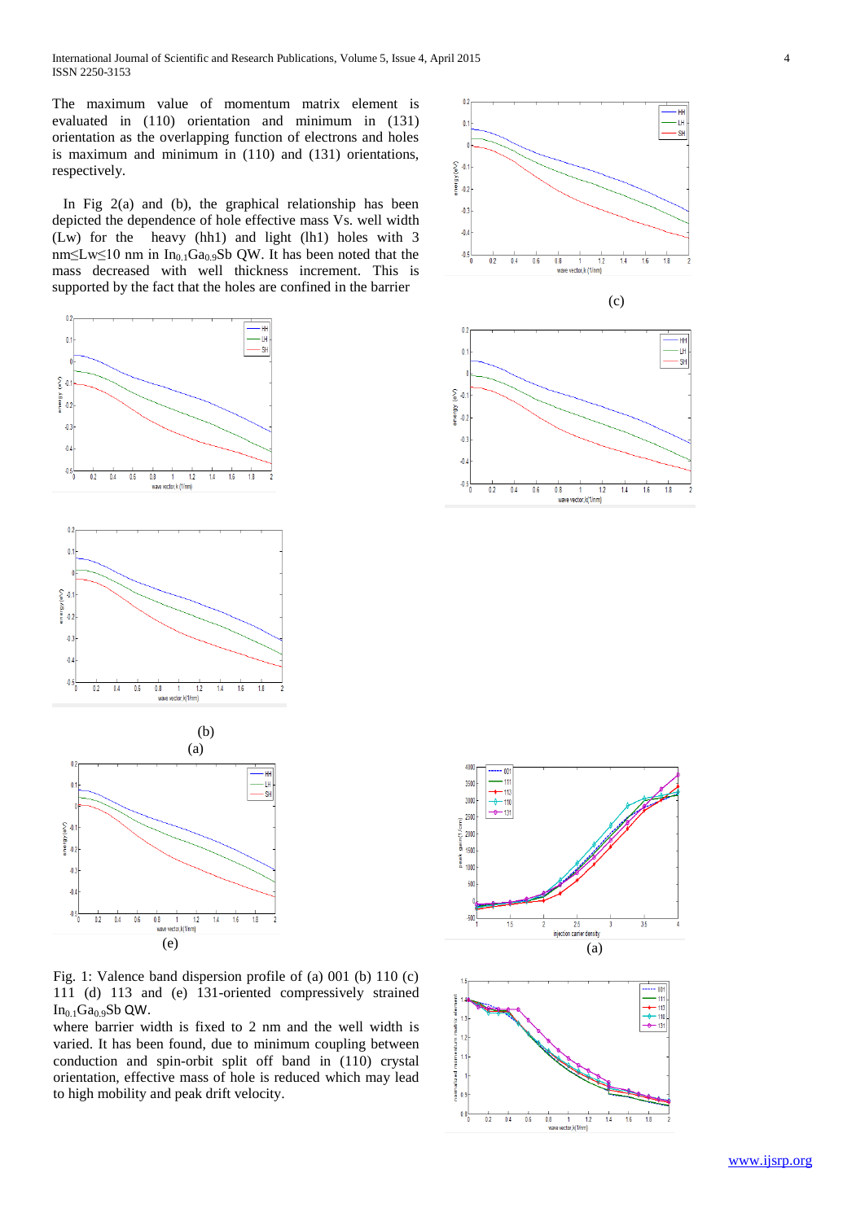The maximum value of momentum matrix element is evaluated in (110) orientation and minimum in (131) orientation as the overlapping function of electrons and holes is maximum and minimum in (110) and (131) orientations, respectively.

In Fig 2(a) and (b), the graphical relationship has been depicted the dependence of hole effective mass Vs. well width (Lw) for the heavy (hh1) and light (lh1) holes with 3 nm≤Lw≤10 nm in $In_{0.1}Ga_{0.9}Sb$ QW. It has been noted that the mass decreased with well thickness increment. This is supported by the fact that the holes are confined in the barrier where barrier width is fixed to 2 nm and the well width is varied. It has been found, due to minimum coupling between conduction and spin-orbit split off band in (110) crystal orientation, effective mass of hole is reduced which may lead to high mobility and peak drift velocity.

(c)

(b)

(a)

(e)

Fig. 1: Valence band dispersion profile of (a) 001 (b) 110 (c) 111 (d) 113 and (e) 131-oriented compressively strained $In_{0.1}Ga_{0.9}Sb$ QW.

(a)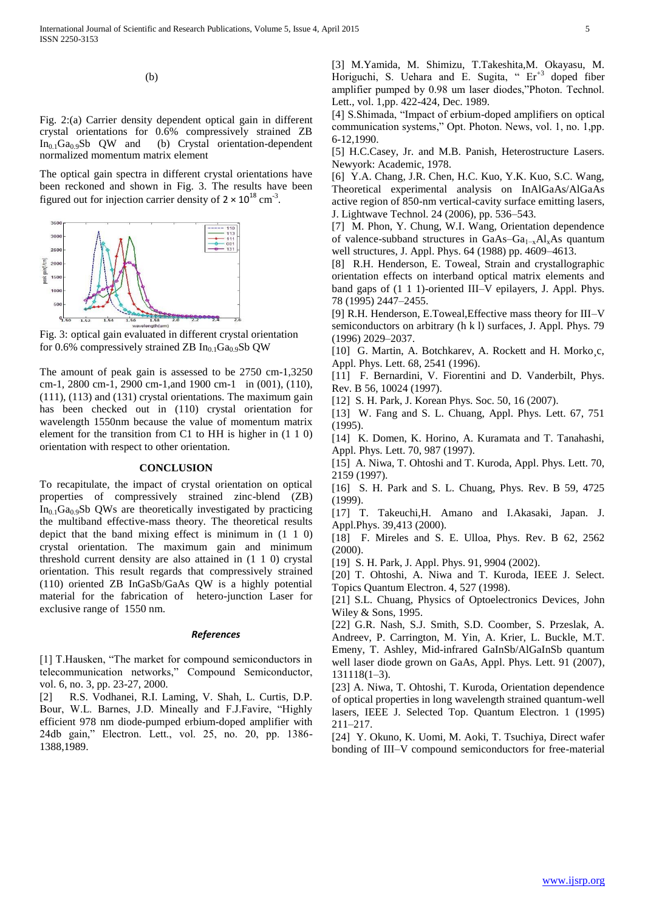(b)

Fig. 2:(a) Carrier density dependent optical gain in different crystal orientations for 0.6% compressively strained ZB $In_{0.1}Ga_{0.9}Sb$ QW and (b) Crystal orientation-dependent normalized momentum matrix element

The optical gain spectra in different crystal orientations have been reckoned and shown in Fig. 3. The results have been figured out for injection carrier density of $2 \times 10^{18}$ cm$^{-3}$.

Fig. 3: optical gain evaluated in different crystal orientation for 0.6% compressively strained ZB $In_{0.1}Ga_{0.9}Sb$ QW

The amount of peak gain is assessed to be 2750 cm-1,3250 cm-1, 2800 cm-1, 2900 cm-1,and 1900 cm-1 in (001), (110), (111), (113) and (131) crystal orientations. The maximum gain has been checked out in (110) crystal orientation for wavelength 1550nm because the value of momentum matrix element for the transition from C1 to HH is higher in (1 1 0) orientation with respect to other orientation.

## CONCLUSION

To recapitulate, the impact of crystal orientation on optical properties of compressively strained zinc-blend (ZB) $In_{0.1}Ga_{0.9}Sb$ QWs are theoretically investigated by practicing the multiband effective-mass theory. The theoretical results depict that the band mixing effect is minimum in (1 1 0) crystal orientation. The maximum gain and minimum threshold current density are also attained in (1 1 0) crystal orientation. This result regards that compressively strained (110) oriented ZB InGaSb/GaAs QW is a highly potential material for the fabrication of hetero-junction Laser for exclusive range of 1550 nm.

## *References*

[1] T.Hausken, "The market for compound semiconductors in telecommunication networks," Compound Semiconductor, vol. 6, no. 3, pp. 23-27, 2000.

[2] R.S. Vodhanei, R.I. Laming, V. Shah, L. Curtis, D.P. Bour, W.L. Barnes, J.D. Mineally and F.J.Favire, "Highly efficient 978 nm diode-pumped erbium-doped amplifier with 24db gain," Electron. Lett., vol. 25, no. 20, pp. 1386-1388,1989.

[3] M.Yamida, M. Shimizu, T.Takeshita,M. Okayasu, M. Horiguchi, S. Uehara and E. Sugita, " $Er^{+3}$ doped fiber amplifier pumped by 0.98 um laser diodes,"Photon. Technol. Lett., vol. 1,pp. 422-424, Dec. 1989.

[4] S.Shimada, "Impact of erbium-doped amplifiers on optical communication systems," Opt. Photon. News, vol. 1, no. 1,pp. 6-12,1990.

[5] H.C.Casey, Jr. and M.B. Panish, Heterostructure Lasers. Newyork: Academic, 1978.

[6] Y.A. Chang, J.R. Chen, H.C. Kuo, Y.K. Kuo, S.C. Wang, Theoretical experimental analysis on InAlGaAs/AlGaAs active region of 850-nm vertical-cavity surface emitting lasers, J. Lightwave Technol. 24 (2006), pp. 536–543.

[7] M. Phon, Y. Chung, W.I. Wang, Orientation dependence of valence-subband structures in GaAs–$Ga_{1-x}Al_xAs$ quantum well structures, J. Appl. Phys. 64 (1988) pp. 4609–4613.

[8] R.H. Henderson, E. Toweal, Strain and crystallographic orientation effects on interband optical matrix elements and band gaps of (1 1 1)-oriented III–V epilayers, J. Appl. Phys. 78 (1995) 2447–2455.

[9] R.H. Henderson, E.Toweal,Effective mass theory for III–V semiconductors on arbitrary (h k l) surfaces, J. Appl. Phys. 79 (1996) 2029–2037.

[10] G. Martin, A. Botchkarev, A. Rockett and H. Morko¸c, Appl. Phys. Lett. 68, 2541 (1996).

[11] F. Bernardini, V. Fiorentini and D. Vanderbilt, Phys. Rev. B 56, 10024 (1997).

[12] S. H. Park, J. Korean Phys. Soc. 50, 16 (2007).

[13] W. Fang and S. L. Chuang, Appl. Phys. Lett. 67, 751 (1995).

[14] K. Domen, K. Horino, A. Kuramata and T. Tanahashi, Appl. Phys. Lett. 70, 987 (1997).

[15] A. Niwa, T. Ohtoshi and T. Kuroda, Appl. Phys. Lett. 70, 2159 (1997).

[16] S. H. Park and S. L. Chuang, Phys. Rev. B 59, 4725 (1999).

[17] T. Takeuchi,H. Amano and I.Akasaki, Japan. J. Appl.Phys. 39,413 (2000).

[18] F. Mireles and S. E. Ulloa, Phys. Rev. B 62, 2562 (2000).

[19] S. H. Park, J. Appl. Phys. 91, 9904 (2002).

[20] T. Ohtoshi, A. Niwa and T. Kuroda, IEEE J. Select. Topics Quantum Electron. 4, 527 (1998).

[21] S.L. Chuang, Physics of Optoelectronics Devices, John Wiley & Sons, 1995.

[22] G.R. Nash, S.J. Smith, S.D. Coomber, S. Przeslak, A. Andreev, P. Carrington, M. Yin, A. Krier, L. Buckle, M.T. Emeny, T. Ashley, Mid-infrared GaInSb/AlGaInSb quantum well laser diode grown on GaAs, Appl. Phys. Lett. 91 (2007), 131118(1–3).

[23] A. Niwa, T. Ohtoshi, T. Kuroda, Orientation dependence of optical properties in long wavelength strained quantum-well lasers, IEEE J. Selected Top. Quantum Electron. 1 (1995) 211–217.

[24] Y. Okuno, K. Uomi, M. Aoki, T. Tsuchiya, Direct wafer bonding of III–V compound semiconductors for free-material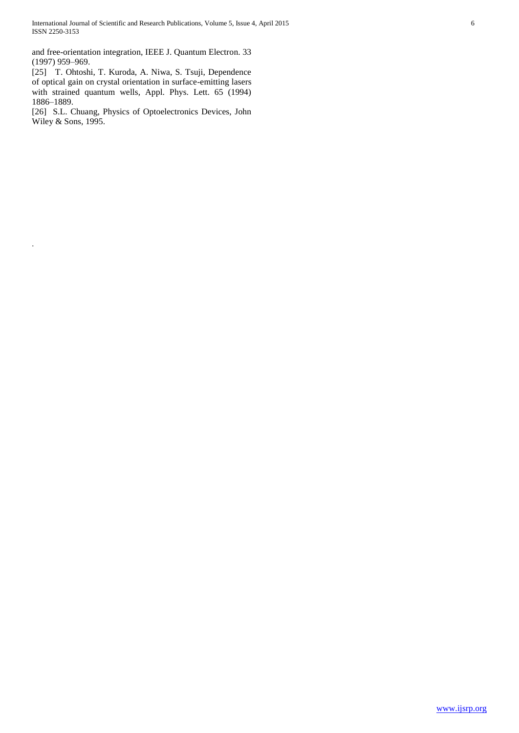and free-orientation integration, IEEE J. Quantum Electron. 33 (1997) 959–969.

[25] T. Ohtoshi, T. Kuroda, A. Niwa, S. Tsuji, Dependence of optical gain on crystal orientation in surface-emitting lasers with strained quantum wells, Appl. Phys. Lett. 65 (1994) 1886–1889.

[26] S.L. Chuang, Physics of Optoelectronics Devices, John Wiley & Sons, 1995.